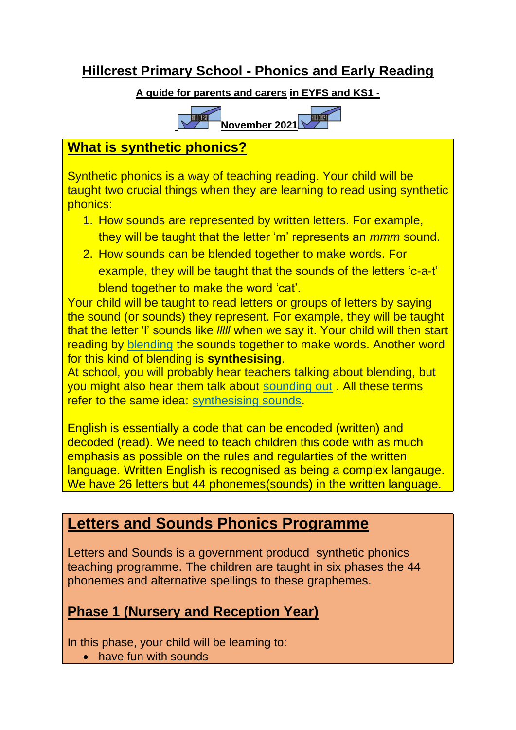# Hillcrest Primary School - Phonics and Early Reading

**A guide for parents and carers in EYFS and KS1 -**

**November 2021**

## What is synthetic phonics?

Synthetic phonics is a way of teaching reading. Your child will be taught two crucial things when they are learning to read using synthetic phonics:

1. How sounds are represented by written letters. For example, they will be taught that the letter 'm' represents an *mmm* sound.
2. How sounds can be blended together to make words. For example, they will be taught that the sounds of the letters 'c-a-t' blend together to make the word 'cat'.

Your child will be taught to read letters or groups of letters by saying the sound (or sounds) they represent. For example, they will be taught that the letter 'l' sounds like *lllll* when we say it. Your child will then start reading by blending the sounds together to make words. Another word for this kind of blending is **synthesising**.

At school, you will probably hear teachers talking about blending, but you might also hear them talk about sounding out . All these terms refer to the same idea: synthesising sounds.

English is essentially a code that can be encoded (written) and decoded (read). We need to teach children this code with as much emphasis as possible on the rules and regularties of the written language. Written English is recognised as being a complex langauge. We have 26 letters but 44 phonemes(sounds) in the written language.

## Letters and Sounds Phonics Programme

Letters and Sounds is a government producd synthetic phonics teaching programme. The children are taught in six phases the 44 phonemes and alternative spellings to these graphemes.

### Phase 1 (Nursery and Reception Year)

In this phase, your child will be learning to:

- have fun with sounds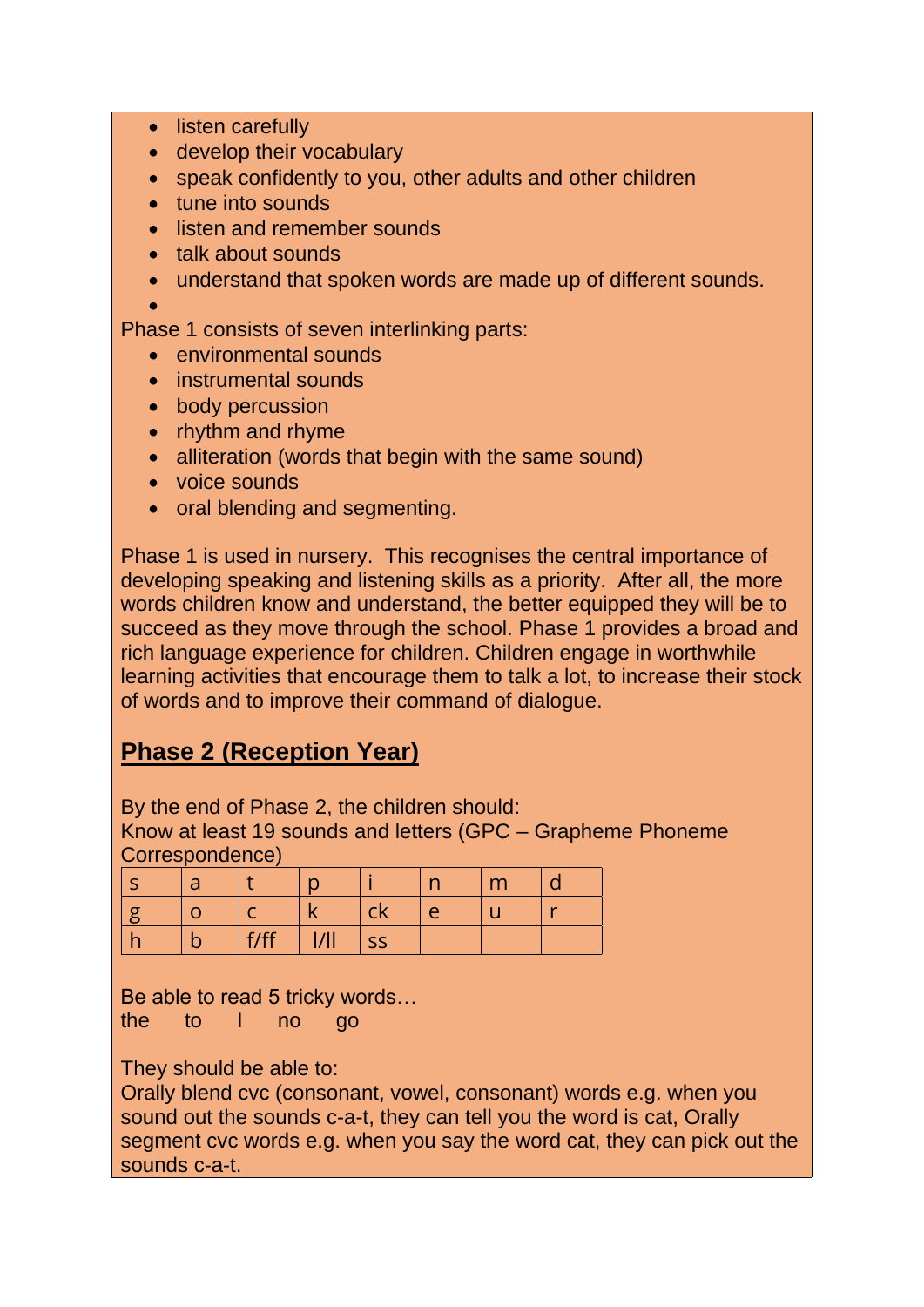- listen carefully
- develop their vocabulary
- speak confidently to you, other adults and other children
- tune into sounds
- listen and remember sounds
- talk about sounds
- understand that spoken words are made up of different sounds.

Phase 1 consists of seven interlinking parts:

- environmental sounds
- instrumental sounds
- body percussion
- rhythm and rhyme
- alliteration (words that begin with the same sound)
- voice sounds
- oral blending and segmenting.

Phase 1 is used in nursery. This recognises the central importance of developing speaking and listening skills as a priority. After all, the more words children know and understand, the better equipped they will be to succeed as they move through the school. Phase 1 provides a broad and rich language experience for children. Children engage in worthwhile learning activities that encourage them to talk a lot, to increase their stock of words and to improve their command of dialogue.

## **Phase 2 (Reception Year)**

By the end of Phase 2, the children should:
Know at least 19 sounds and letters (GPC – Grapheme Phoneme Correspondence)

| s | a | t | p | i | n | m | d |
|---|---|---|---|---|---|---|---|
| g | o | c | k | ck | e | u | r |
| h | b | f/ff | l/ll | ss | | | |

Be able to read 5 tricky words…
the to I no go

They should be able to:
Orally blend cvc (consonant, vowel, consonant) words e.g. when you sound out the sounds c-a-t, they can tell you the word is cat, Orally segment cvc words e.g. when you say the word cat, they can pick out the sounds c-a-t.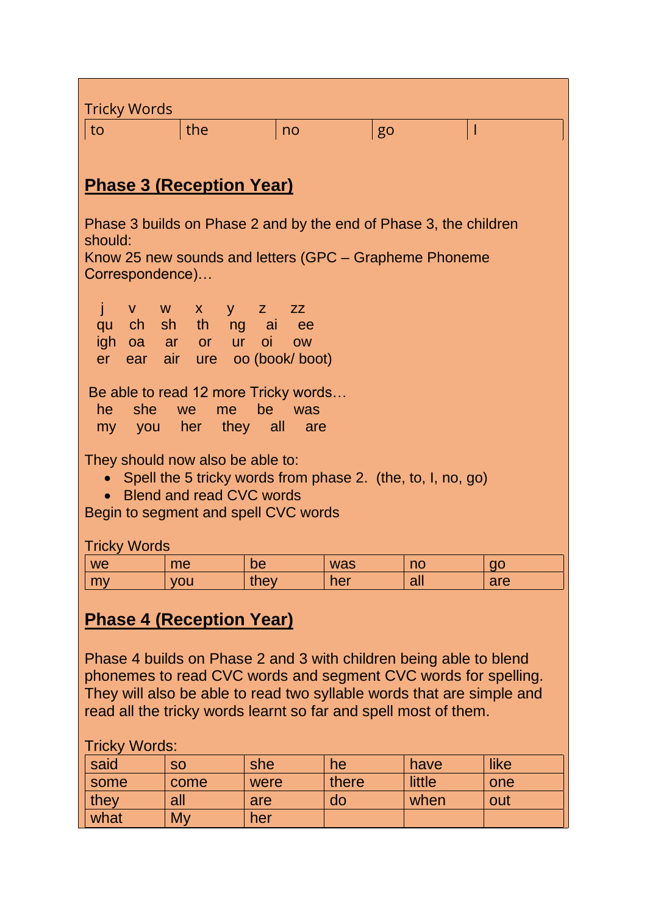Tricky Words

| to | the | no | go | I |
|---|---|---|---|---|

## Phase 3 (Reception Year)

Phase 3 builds on Phase 2 and by the end of Phase 3, the children should:
Know 25 new sounds and letters (GPC – Grapheme Phoneme Correspondence)…

j v w x y z zz
qu ch sh th ng ai ee
igh oa ar or ur oi ow
er ear air ure oo (book/ boot)

Be able to read 12 more Tricky words…
he she we me be was
my you her they all are

They should now also be able to:

- Spell the 5 tricky words from phase 2. (the, to, I, no, go)
- Blend and read CVC words

Begin to segment and spell CVC words

Tricky Words

| we | me | be | was | no | go |
|---|---|---|---|---|---|
| my | you | they | her | all | are |

## Phase 4 (Reception Year)

Phase 4 builds on Phase 2 and 3 with children being able to blend phonemes to read CVC words and segment CVC words for spelling. They will also be able to read two syllable words that are simple and read all the tricky words learnt so far and spell most of them.

Tricky Words:

| said | so | she | he | have | like |
|---|---|---|---|---|---|
| some | come | were | there | little | one |
| they | all | are | do | when | out |
| what | My | her | | | |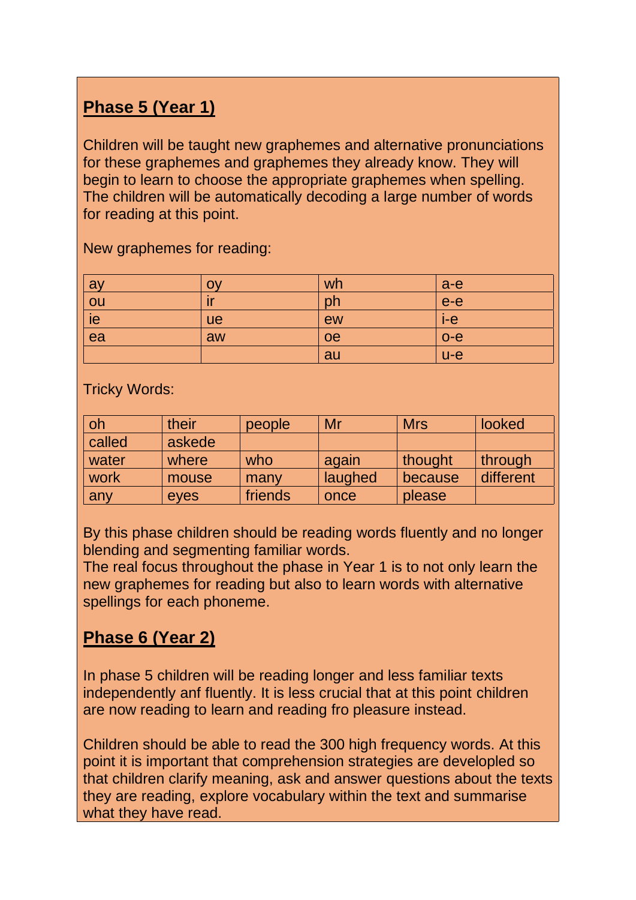## Phase 5 (Year 1)

Children will be taught new graphemes and alternative pronunciations for these graphemes and graphemes they already know. They will begin to learn to choose the appropriate graphemes when spelling. The children will be automatically decoding a large number of words for reading at this point.

New graphemes for reading:

| | | | |
|---|---|---|---|
| ay | oy | wh | a-e |
| ou | ir | ph | e-e |
| ie | ue | ew | i-e |
| ea | aw | oe | o-e |
| | | au | u-e |

Tricky Words:

| | | | | | |
|---|---|---|---|---|---|
| oh | their | people | Mr | Mrs | looked |
| called | askede | | | | |
| water | where | who | again | thought | through |
| work | mouse | many | laughed | because | different |
| any | eyes | friends | once | please | |

By this phase children should be reading words fluently and no longer blending and segmenting familiar words.
The real focus throughout the phase in Year 1 is to not only learn the new graphemes for reading but also to learn words with alternative spellings for each phoneme.

## Phase 6 (Year 2)

In phase 5 children will be reading longer and less familiar texts independently anf fluently. It is less crucial that at this point children are now reading to learn and reading fro pleasure instead.

Children should be able to read the 300 high frequency words. At this point it is important that comprehension strategies are developed so that children clarify meaning, ask and answer questions about the texts they are reading, explore vocabulary within the text and summarise what they have read.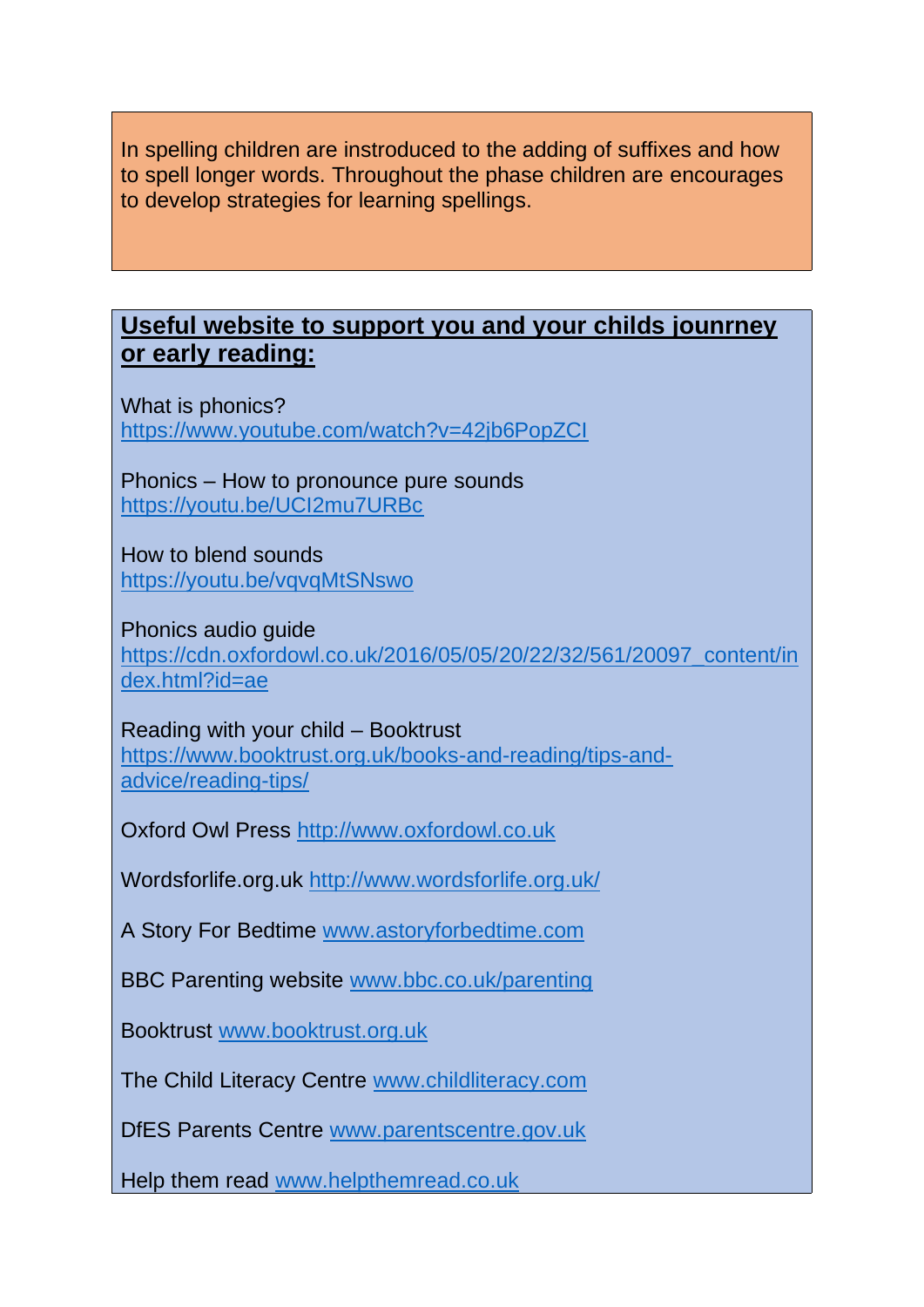In spelling children are instroduced to the adding of suffixes and how to spell longer words. Throughout the phase children are encourages to develop strategies for learning spellings.

**Useful website to support you and your childs jounrney or early reading:**

What is phonics?
https://www.youtube.com/watch?v=42jb6PopZCI

Phonics – How to pronounce pure sounds
https://youtu.be/UCI2mu7URBc

How to blend sounds
https://youtu.be/vqvqMtSNswo

Phonics audio guide
https://cdn.oxfordowl.co.uk/2016/05/05/20/22/32/561/20097_content/index.html?id=ae

Reading with your child – Booktrust
https://www.booktrust.org.uk/books-and-reading/tips-and-advice/reading-tips/

Oxford Owl Press http://www.oxfordowl.co.uk

Wordsforlife.org.uk http://www.wordsforlife.org.uk/

A Story For Bedtime www.astoryforbedtime.com

BBC Parenting website www.bbc.co.uk/parenting

Booktrust www.booktrust.org.uk

The Child Literacy Centre www.childliteracy.com

DfES Parents Centre www.parentscentre.gov.uk

Help them read www.helpthemread.co.uk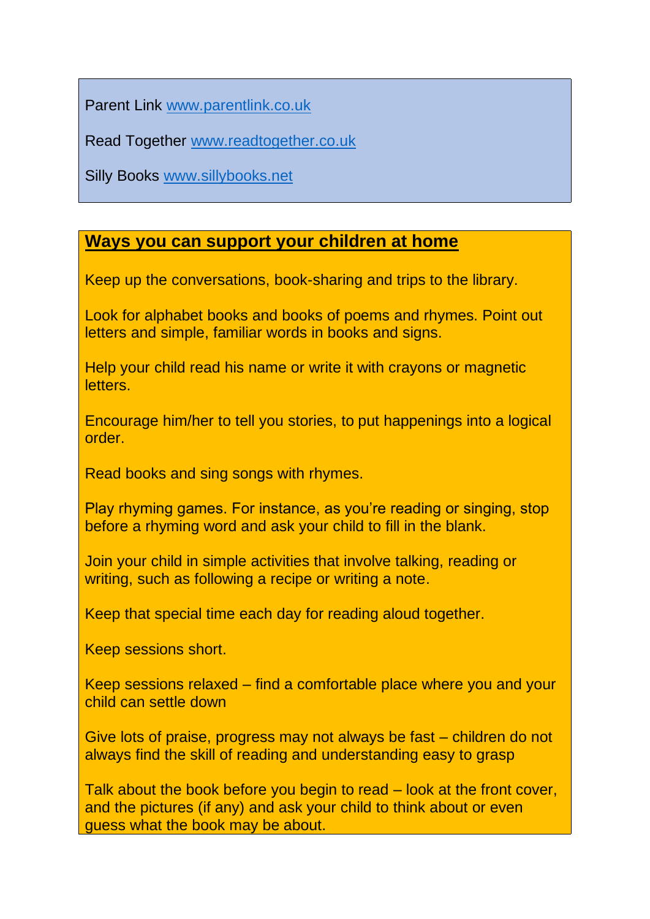Parent Link [www.parentlink.co.uk](http://www.parentlink.co.uk)

Read Together [www.readtogether.co.uk](http://www.readtogether.co.uk)

Silly Books [www.sillybooks.net](http://www.sillybooks.net)

## Ways you can support your children at home

Keep up the conversations, book-sharing and trips to the library.

Look for alphabet books and books of poems and rhymes. Point out letters and simple, familiar words in books and signs.

Help your child read his name or write it with crayons or magnetic letters.

Encourage him/her to tell you stories, to put happenings into a logical order.

Read books and sing songs with rhymes.

Play rhyming games. For instance, as you're reading or singing, stop before a rhyming word and ask your child to fill in the blank.

Join your child in simple activities that involve talking, reading or writing, such as following a recipe or writing a note.

Keep that special time each day for reading aloud together.

Keep sessions short.

Keep sessions relaxed – find a comfortable place where you and your child can settle down

Give lots of praise, progress may not always be fast – children do not always find the skill of reading and understanding easy to grasp

Talk about the book before you begin to read – look at the front cover, and the pictures (if any) and ask your child to think about or even guess what the book may be about.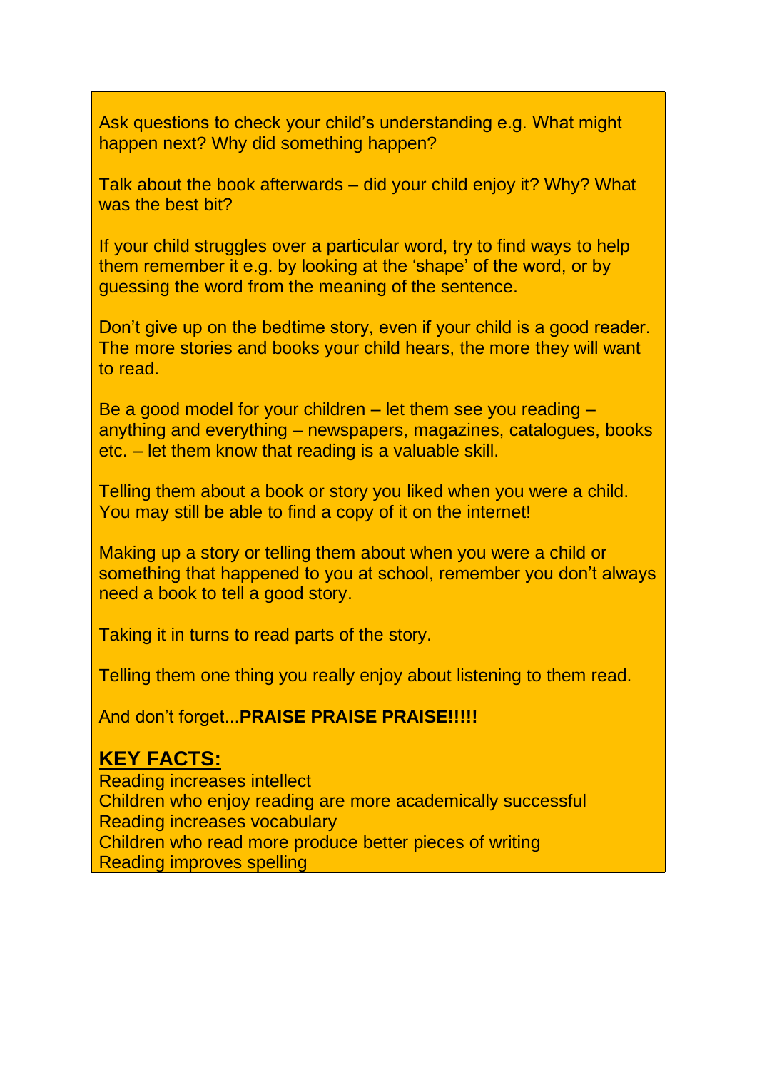Ask questions to check your child's understanding e.g. What might happen next? Why did something happen?

Talk about the book afterwards – did your child enjoy it? Why? What was the best bit?

If your child struggles over a particular word, try to find ways to help them remember it e.g. by looking at the 'shape' of the word, or by guessing the word from the meaning of the sentence.

Don't give up on the bedtime story, even if your child is a good reader. The more stories and books your child hears, the more they will want to read.

Be a good model for your children – let them see you reading – anything and everything – newspapers, magazines, catalogues, books etc. – let them know that reading is a valuable skill.

Telling them about a book or story you liked when you were a child. You may still be able to find a copy of it on the internet!

Making up a story or telling them about when you were a child or something that happened to you at school, remember you don't always need a book to tell a good story.

Taking it in turns to read parts of the story.

Telling them one thing you really enjoy about listening to them read.

And don't forget...**PRAISE PRAISE PRAISE!!!!!**

## KEY FACTS:

Reading increases intellect
Children who enjoy reading are more academically successful
Reading increases vocabulary
Children who read more produce better pieces of writing
Reading improves spelling